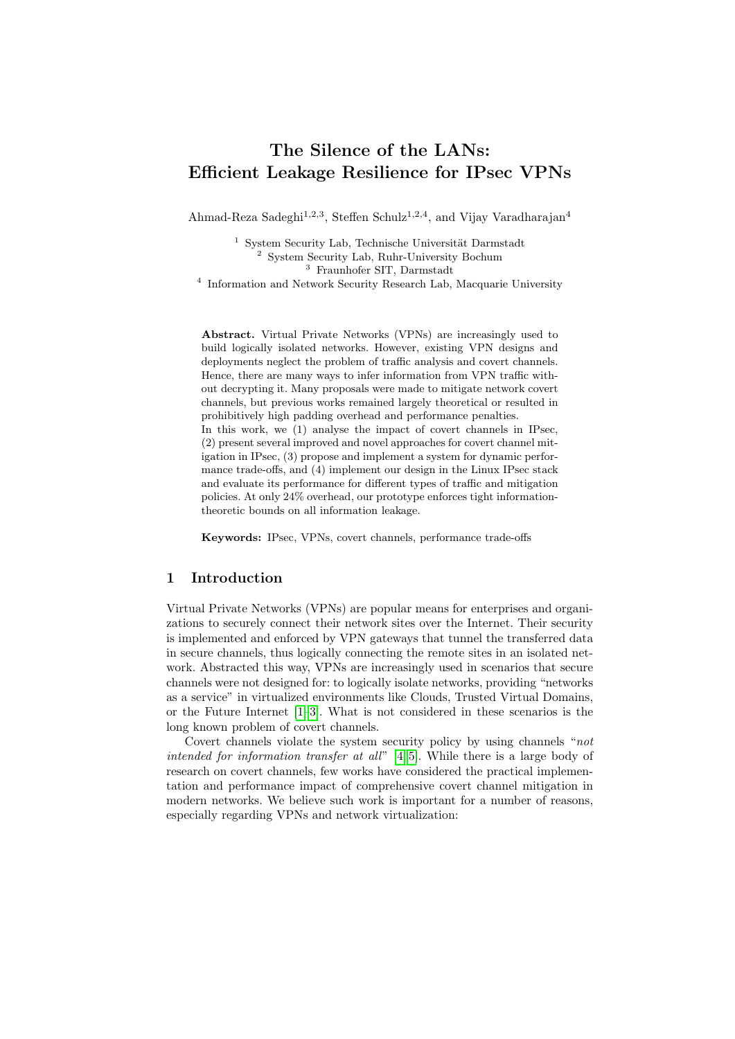# The Silence of the LANs: Efficient Leakage Resilience for IPsec VPNs

Ahmad-Reza Sadeghi[1,2,3], Steffen Schulz[1,2,4], and Vijay Varadharajan[4]

[1] System Security Lab, Technische Universität Darmstadt
[2] System Security Lab, Ruhr-University Bochum
[3] Fraunhofer SIT, Darmstadt
[4] Information and Network Security Research Lab, Macquarie University

**Abstract.** Virtual Private Networks (VPNs) are increasingly used to build logically isolated networks. However, existing VPN designs and deployments neglect the problem of traffic analysis and covert channels. Hence, there are many ways to infer information from VPN traffic without decrypting it. Many proposals were made to mitigate network covert channels, but previous works remained largely theoretical or resulted in prohibitively high padding overhead and performance penalties.
In this work, we (1) analyse the impact of covert channels in IPsec, (2) present several improved and novel approaches for covert channel mitigation in IPsec, (3) propose and implement a system for dynamic performance trade-offs, and (4) implement our design in the Linux IPsec stack and evaluate its performance for different types of traffic and mitigation policies. At only 24% overhead, our prototype enforces tight information-theoretic bounds on all information leakage.

**Keywords:** IPsec, VPNs, covert channels, performance trade-offs

## 1 Introduction

Virtual Private Networks (VPNs) are popular means for enterprises and organizations to securely connect their network sites over the Internet. Their security is implemented and enforced by VPN gateways that tunnel the transferred data in secure channels, thus logically connecting the remote sites in an isolated network. Abstracted this way, VPNs are increasingly used in scenarios that secure channels were not designed for: to logically isolate networks, providing "networks as a service" in virtualized environments like Clouds, Trusted Virtual Domains, or the Future Internet [1–3]. What is not considered in these scenarios is the long known problem of covert channels.

Covert channels violate the system security policy by using channels "*not intended for information transfer at all*" [4,5]. While there is a large body of research on covert channels, few works have considered the practical implementation and performance impact of comprehensive covert channel mitigation in modern networks. We believe such work is important for a number of reasons, especially regarding VPNs and network virtualization: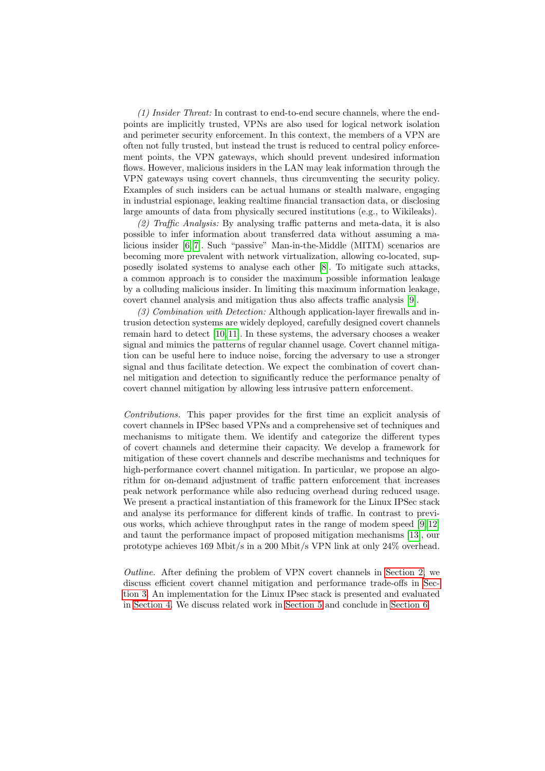*(1) Insider Threat:* In contrast to end-to-end secure channels, where the endpoints are implicitly trusted, VPNs are also used for logical network isolation and perimeter security enforcement. In this context, the members of a VPN are often not fully trusted, but instead the trust is reduced to central policy enforcement points, the VPN gateways, which should prevent undesired information flows. However, malicious insiders in the LAN may leak information through the VPN gateways using covert channels, thus circumventing the security policy. Examples of such insiders can be actual humans or stealth malware, engaging in industrial espionage, leaking realtime financial transaction data, or disclosing large amounts of data from physically secured institutions (e.g., to Wikileaks).

*(2) Traffic Analysis:* By analysing traffic patterns and meta-data, it is also possible to infer information about transferred data without assuming a malicious insider [6,7]. Such "passive" Man-in-the-Middle (MITM) scenarios are becoming more prevalent with network virtualization, allowing co-located, supposedly isolated systems to analyse each other [8]. To mitigate such attacks, a common approach is to consider the maximum possible information leakage by a colluding malicious insider. In limiting this maximum information leakage, covert channel analysis and mitigation thus also affects traffic analysis [9].

*(3) Combination with Detection:* Although application-layer firewalls and intrusion detection systems are widely deployed, carefully designed covert channels remain hard to detect [10,11]. In these systems, the adversary chooses a weaker signal and mimics the patterns of regular channel usage. Covert channel mitigation can be useful here to induce noise, forcing the adversary to use a stronger signal and thus facilitate detection. We expect the combination of covert channel mitigation and detection to significantly reduce the performance penalty of covert channel mitigation by allowing less intrusive pattern enforcement.

*Contributions.* This paper provides for the first time an explicit analysis of covert channels in IPSec based VPNs and a comprehensive set of techniques and mechanisms to mitigate them. We identify and categorize the different types of covert channels and determine their capacity. We develop a framework for mitigation of these covert channels and describe mechanisms and techniques for high-performance covert channel mitigation. In particular, we propose an algorithm for on-demand adjustment of traffic pattern enforcement that increases peak network performance while also reducing overhead during reduced usage. We present a practical instantiation of this framework for the Linux IPSec stack and analyse its performance for different kinds of traffic. In contrast to previous works, which achieve throughput rates in the range of modem speed [9,12] and taunt the performance impact of proposed mitigation mechanisms [13], our prototype achieves 169 Mbit/s in a 200 Mbit/s VPN link at only 24% overhead.

*Outline.* After defining the problem of VPN covert channels in Section 2, we discuss efficient covert channel mitigation and performance trade-offs in Section 3. An implementation for the Linux IPsec stack is presented and evaluated in Section 4. We discuss related work in Section 5 and conclude in Section 6.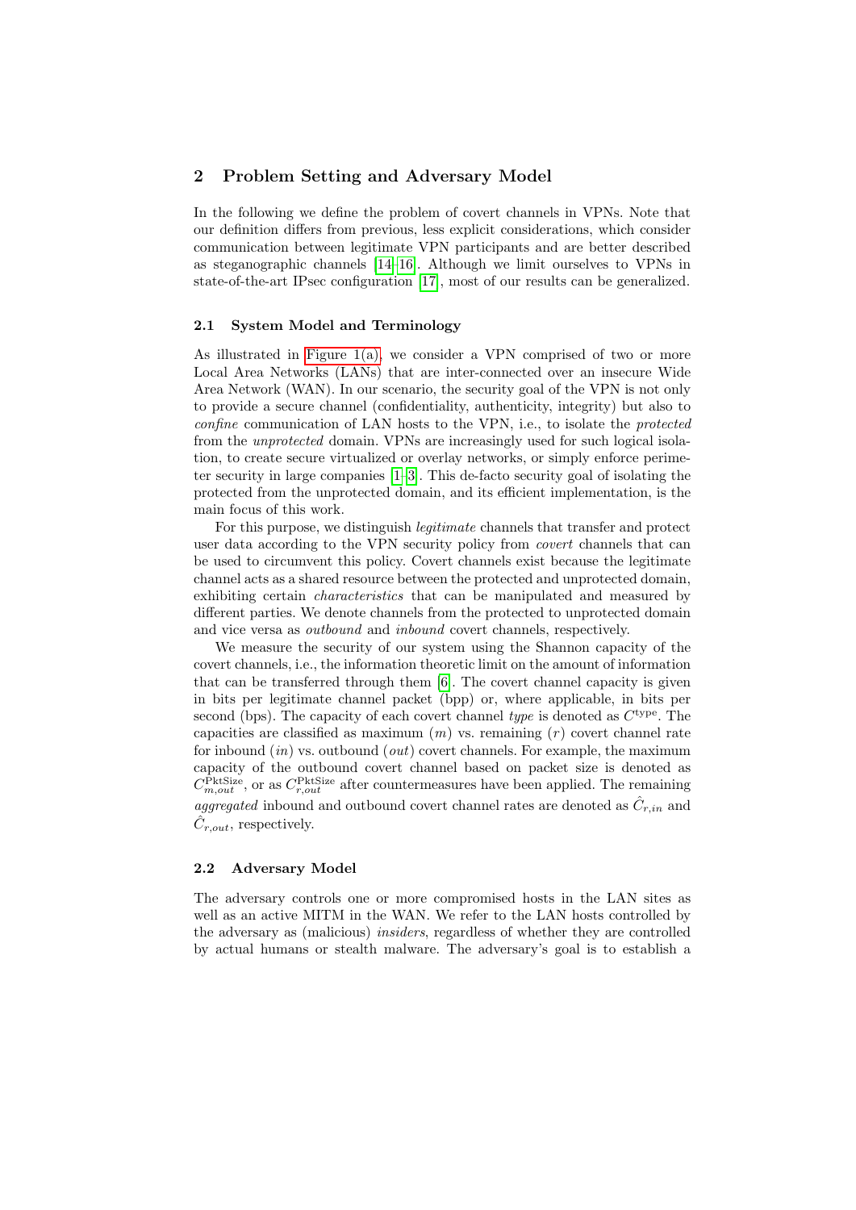## 2 Problem Setting and Adversary Model

In the following we define the problem of covert channels in VPNs. Note that our definition differs from previous, less explicit considerations, which consider communication between legitimate VPN participants and are better described as steganographic channels [14–16]. Although we limit ourselves to VPNs in state-of-the-art IPsec configuration [17], most of our results can be generalized.

### 2.1 System Model and Terminology

As illustrated in Figure 1(a), we consider a VPN comprised of two or more Local Area Networks (LANs) that are inter-connected over an insecure Wide Area Network (WAN). In our scenario, the security goal of the VPN is not only to provide a secure channel (confidentiality, authenticity, integrity) but also to *confine* communication of LAN hosts to the VPN, i.e., to isolate the *protected* from the *unprotected* domain. VPNs are increasingly used for such logical isolation, to create secure virtualized or overlay networks, or simply enforce perimeter security in large companies [1–3]. This de-facto security goal of isolating the protected from the unprotected domain, and its efficient implementation, is the main focus of this work.

For this purpose, we distinguish *legitimate* channels that transfer and protect user data according to the VPN security policy from *covert* channels that can be used to circumvent this policy. Covert channels exist because the legitimate channel acts as a shared resource between the protected and unprotected domain, exhibiting certain *characteristics* that can be manipulated and measured by different parties. We denote channels from the protected to unprotected domain and vice versa as *outbound* and *inbound* covert channels, respectively.

We measure the security of our system using the Shannon capacity of the covert channels, i.e., the information theoretic limit on the amount of information that can be transferred through them [6]. The covert channel capacity is given in bits per legitimate channel packet (bpp) or, where applicable, in bits per second (bps). The capacity of each covert channel *type* is denoted as $C^{\text{type}}$. The capacities are classified as maximum ($m$) vs. remaining ($r$) covert channel rate for inbound ($in$) vs. outbound ($out$) covert channels. For example, the maximum capacity of the outbound covert channel based on packet size is denoted as $C^{\text{PktSize}}_{m,out}$, or as $C^{\text{PktSize}}_{r,out}$ after countermeasures have been applied. The remaining *aggregated* inbound and outbound covert channel rates are denoted as $\hat{C}_{r,in}$ and $\hat{C}_{r,out}$, respectively.

### 2.2 Adversary Model

The adversary controls one or more compromised hosts in the LAN sites as well as an active MITM in the WAN. We refer to the LAN hosts controlled by the adversary as (malicious) *insiders*, regardless of whether they are controlled by actual humans or stealth malware. The adversary's goal is to establish a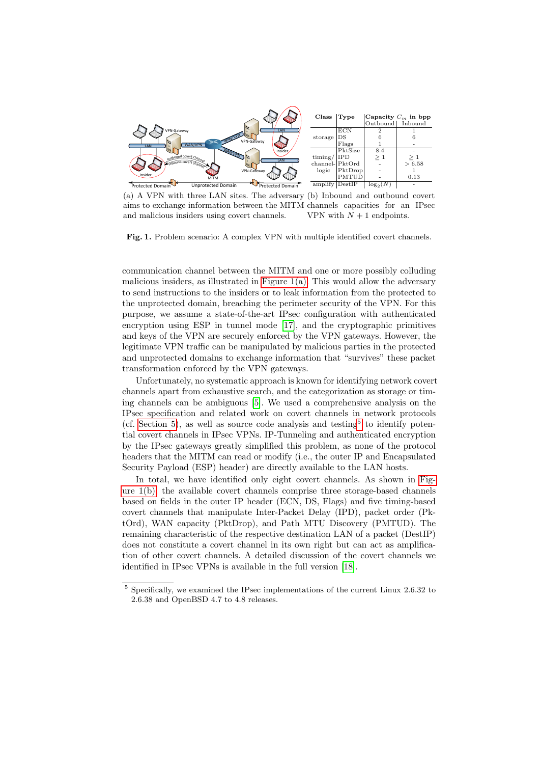Protected Domain

Unprotected Domain

Protected Domain

VPN-Gateway

LAN

WAN/VPN

WAN/VPN

VPN-Gateway

WAN/VPN

LAN

Insider

outbound covert channel

inbound covert channel

LAN

VPN-Gateway

Insider

MITM

(a) A VPN with three LAN sites. The adversary aims to exchange information between the MITM and malicious insiders using covert channels.

| Class | Type | Capacity $C_m$ in bpp | |
|---|---|---|---|
| | | Outbound | Inbound |
| storage | ECN | 2 | 1 |
| | DS | 6 | 6 |
| | Flags | 1 | - |
| timing/channel-logic | PktSize | 8.4 | - |
| | IPD | $\geq 1$ | $\geq 1$ |
| | PktOrd | - | $> 6.58$ |
| | PktDrop | - | 1 |
| | PMTUD | - | 0.13 |
| amplify | DestIP | $\log_2(N)$ | - |

(b) Inbound and outbound covert channels capacities for an IPsec VPN with $N+1$ endpoints.

**Fig. 1.** Problem scenario: A complex VPN with multiple identified covert channels.

communication channel between the MITM and one or more possibly colluding malicious insiders, as illustrated in Figure 1(a). This would allow the adversary to send instructions to the insiders or to leak information from the protected to the unprotected domain, breaching the perimeter security of the VPN. For this purpose, we assume a state-of-the-art IPsec configuration with authenticated encryption using ESP in tunnel mode [17], and the cryptographic primitives and keys of the VPN are securely enforced by the VPN gateways. However, the legitimate VPN traffic can be manipulated by malicious parties in the protected and unprotected domains to exchange information that "survives" these packet transformation enforced by the VPN gateways.

Unfortunately, no systematic approach is known for identifying network covert channels apart from exhaustive search, and the categorization as storage or timing channels can be ambiguous [5]. We used a comprehensive analysis on the IPsec specification and related work on covert channels in network protocols (cf. Section 5), as well as source code analysis and testing[5] to identify potential covert channels in IPsec VPNs. IP-Tunneling and authenticated encryption by the IPsec gateways greatly simplified this problem, as none of the protocol headers that the MITM can read or modify (i.e., the outer IP and Encapsulated Security Payload (ESP) header) are directly available to the LAN hosts.

In total, we have identified only eight covert channels. As shown in Figure 1(b), the available covert channels comprise three storage-based channels based on fields in the outer IP header (ECN, DS, Flags) and five timing-based covert channels that manipulate Inter-Packet Delay (IPD), packet order (PktOrd), WAN capacity (PktDrop), and Path MTU Discovery (PMTUD). The remaining characteristic of the respective destination LAN of a packet (DestIP) does not constitute a covert channel in its own right but can act as amplification of other covert channels. A detailed discussion of the covert channels we identified in IPsec VPNs is available in the full version [18].

[5] Specifically, we examined the IPsec implementations of the current Linux 2.6.32 to 2.6.38 and OpenBSD 4.7 to 4.8 releases.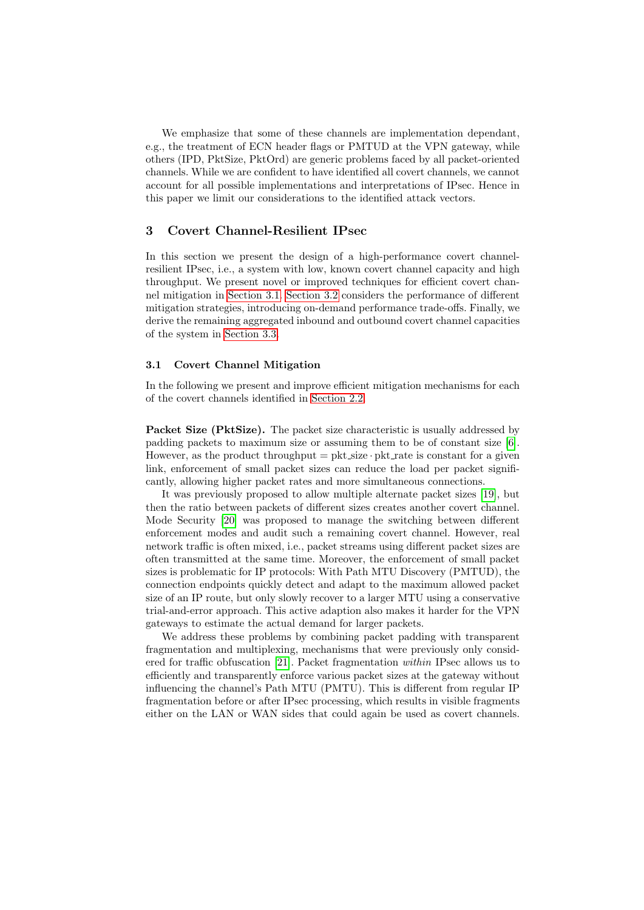We emphasize that some of these channels are implementation dependant, e.g., the treatment of ECN header flags or PMTUD at the VPN gateway, while others (IPD, PktSize, PktOrd) are generic problems faced by all packet-oriented channels. While we are confident to have identified all covert channels, we cannot account for all possible implementations and interpretations of IPsec. Hence in this paper we limit our considerations to the identified attack vectors.

## 3 Covert Channel-Resilient IPsec

In this section we present the design of a high-performance covert channel-resilient IPsec, i.e., a system with low, known covert channel capacity and high throughput. We present novel or improved techniques for efficient covert channel mitigation in Section 3.1. Section 3.2 considers the performance of different mitigation strategies, introducing on-demand performance trade-offs. Finally, we derive the remaining aggregated inbound and outbound covert channel capacities of the system in Section 3.3.

### 3.1 Covert Channel Mitigation

In the following we present and improve efficient mitigation mechanisms for each of the covert channels identified in Section 2.2.

**Packet Size (PktSize).** The packet size characteristic is usually addressed by padding packets to maximum size or assuming them to be of constant size [6]. However, as the product throughput $= \text{pkt\_size} \cdot \text{pkt\_rate}$ is constant for a given link, enforcement of small packet sizes can reduce the load per packet significantly, allowing higher packet rates and more simultaneous connections.

It was previously proposed to allow multiple alternate packet sizes [19], but then the ratio between packets of different sizes creates another covert channel. Mode Security [20] was proposed to manage the switching between different enforcement modes and audit such a remaining covert channel. However, real network traffic is often mixed, i.e., packet streams using different packet sizes are often transmitted at the same time. Moreover, the enforcement of small packet sizes is problematic for IP protocols: With Path MTU Discovery (PMTUD), the connection endpoints quickly detect and adapt to the maximum allowed packet size of an IP route, but only slowly recover to a larger MTU using a conservative trial-and-error approach. This active adaption also makes it harder for the VPN gateways to estimate the actual demand for larger packets.

We address these problems by combining packet padding with transparent fragmentation and multiplexing, mechanisms that were previously only considered for traffic obfuscation [21]. Packet fragmentation *within* IPsec allows us to efficiently and transparently enforce various packet sizes at the gateway without influencing the channel's Path MTU (PMTU). This is different from regular IP fragmentation before or after IPsec processing, which results in visible fragments either on the LAN or WAN sides that could again be used as covert channels.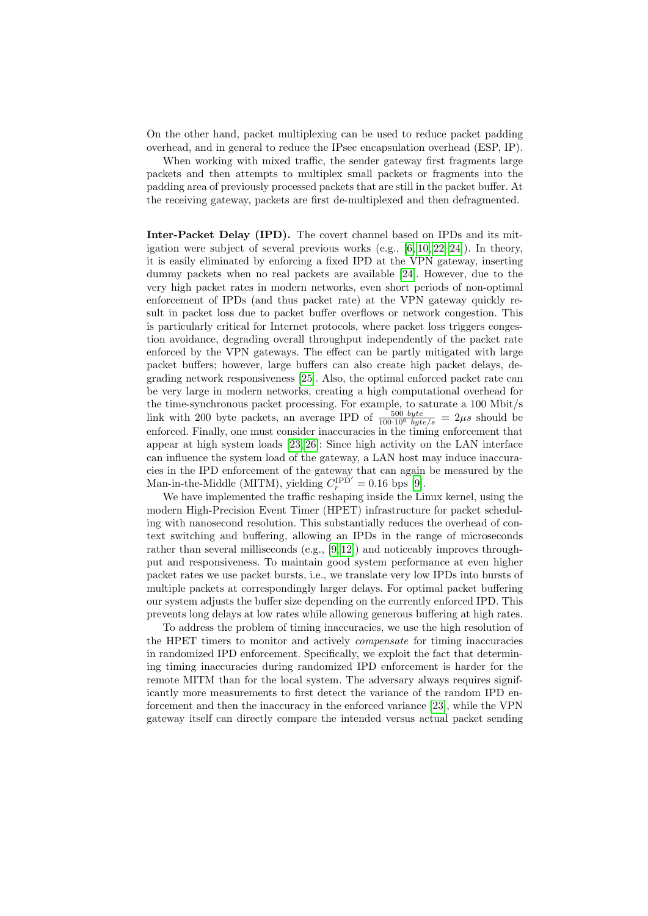On the other hand, packet multiplexing can be used to reduce packet padding overhead, and in general to reduce the IPsec encapsulation overhead (ESP, IP).

When working with mixed traffic, the sender gateway first fragments large packets and then attempts to multiplex small packets or fragments into the padding area of previously processed packets that are still in the packet buffer. At the receiving gateway, packets are first de-multiplexed and then defragmented.

**Inter-Packet Delay (IPD).** The covert channel based on IPDs and its mitigation were subject of several previous works (e.g., [6,10,22–24]). In theory, it is easily eliminated by enforcing a fixed IPD at the VPN gateway, inserting dummy packets when no real packets are available [24]. However, due to the very high packet rates in modern networks, even short periods of non-optimal enforcement of IPDs (and thus packet rate) at the VPN gateway quickly result in packet loss due to packet buffer overflows or network congestion. This is particularly critical for Internet protocols, where packet loss triggers congestion avoidance, degrading overall throughput independently of the packet rate enforced by the VPN gateways. The effect can be partly mitigated with large packet buffers; however, large buffers can also create high packet delays, degrading network responsiveness [25]. Also, the optimal enforced packet rate can be very large in modern networks, creating a high computational overhead for the time-synchronous packet processing. For example, to saturate a 100 Mbit/s link with 200 byte packets, an average IPD of $\frac{500\ byte}{100 \cdot 10^6\ byte/s} = 2\mu s$ should be enforced. Finally, one must consider inaccuracies in the timing enforcement that appear at high system loads [23,26]: Since high activity on the LAN interface can influence the system load of the gateway, a LAN host may induce inaccuracies in the IPD enforcement of the gateway that can again be measured by the Man-in-the-Middle (MITM), yielding $C_r^{\mathrm{IPD}'} = 0.16$ bps [9].

We have implemented the traffic reshaping inside the Linux kernel, using the modern High-Precision Event Timer (HPET) infrastructure for packet scheduling with nanosecond resolution. This substantially reduces the overhead of context switching and buffering, allowing an IPDs in the range of microseconds rather than several milliseconds (e.g., [9,12]) and noticeably improves throughput and responsiveness. To maintain good system performance at even higher packet rates we use packet bursts, i.e., we translate very low IPDs into bursts of multiple packets at correspondingly larger delays. For optimal packet buffering our system adjusts the buffer size depending on the currently enforced IPD. This prevents long delays at low rates while allowing generous buffering at high rates.

To address the problem of timing inaccuracies, we use the high resolution of the HPET timers to monitor and actively *compensate* for timing inaccuracies in randomized IPD enforcement. Specifically, we exploit the fact that determining timing inaccuracies during randomized IPD enforcement is harder for the remote MITM than for the local system. The adversary always requires significantly more measurements to first detect the variance of the random IPD enforcement and then the inaccuracy in the enforced variance [23], while the VPN gateway itself can directly compare the intended versus actual packet sending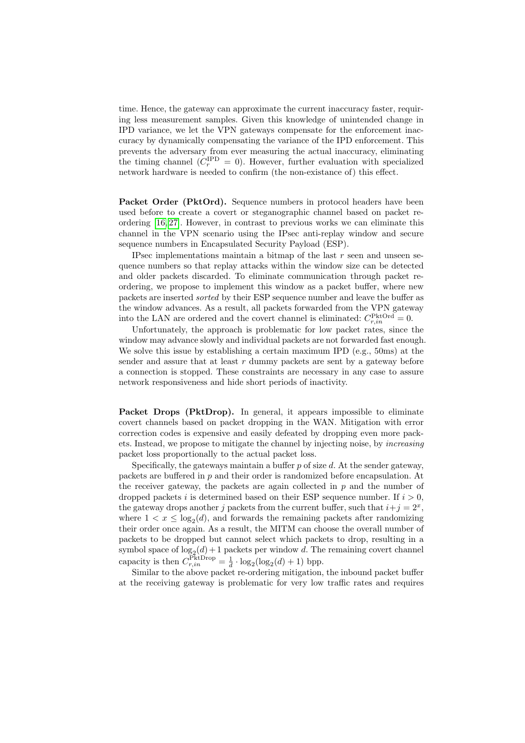time. Hence, the gateway can approximate the current inaccuracy faster, requiring less measurement samples. Given this knowledge of unintended change in IPD variance, we let the VPN gateways compensate for the enforcement inaccuracy by dynamically compensating the variance of the IPD enforcement. This prevents the adversary from ever measuring the actual inaccuracy, eliminating the timing channel ($C_r^{\text{IPD}} = 0$). However, further evaluation with specialized network hardware is needed to confirm (the non-existance of) this effect.

**Packet Order (PktOrd).** Sequence numbers in protocol headers have been used before to create a covert or steganographic channel based on packet reordering [16,27]. However, in contrast to previous works we can eliminate this channel in the VPN scenario using the IPsec anti-replay window and secure sequence numbers in Encapsulated Security Payload (ESP).

IPsec implementations maintain a bitmap of the last $r$ seen and unseen sequence numbers so that replay attacks within the window size can be detected and older packets discarded. To eliminate communication through packet reordering, we propose to implement this window as a packet buffer, where new packets are inserted *sorted* by their ESP sequence number and leave the buffer as the window advances. As a result, all packets forwarded from the VPN gateway into the LAN are ordered and the covert channel is eliminated: $C_{r,in}^{\text{PktOrd}} = 0$.

Unfortunately, the approach is problematic for low packet rates, since the window may advance slowly and individual packets are not forwarded fast enough. We solve this issue by establishing a certain maximum IPD (e.g., 50ms) at the sender and assure that at least $r$ dummy packets are sent by a gateway before a connection is stopped. These constraints are necessary in any case to assure network responsiveness and hide short periods of inactivity.

**Packet Drops (PktDrop).** In general, it appears impossible to eliminate covert channels based on packet dropping in the WAN. Mitigation with error correction codes is expensive and easily defeated by dropping even more packets. Instead, we propose to mitigate the channel by injecting noise, by *increasing* packet loss proportionally to the actual packet loss.

Specifically, the gateways maintain a buffer $p$ of size $d$. At the sender gateway, packets are buffered in $p$ and their order is randomized before encapsulation. At the receiver gateway, the packets are again collected in $p$ and the number of dropped packets $i$ is determined based on their ESP sequence number. If $i > 0$, the gateway drops another $j$ packets from the current buffer, such that $i + j = 2^x$, where $1 < x \leq \log_2(d)$, and forwards the remaining packets after randomizing their order once again. As a result, the MITM can choose the overall number of packets to be dropped but cannot select which packets to drop, resulting in a symbol space of $\log_2(d) + 1$ packets per window $d$. The remaining covert channel capacity is then $C_{r,in}^{\text{PktDrop}} = \frac{1}{d} \cdot \log_2(\log_2(d) + 1)$ bpp.

Similar to the above packet re-ordering mitigation, the inbound packet buffer at the receiving gateway is problematic for very low traffic rates and requires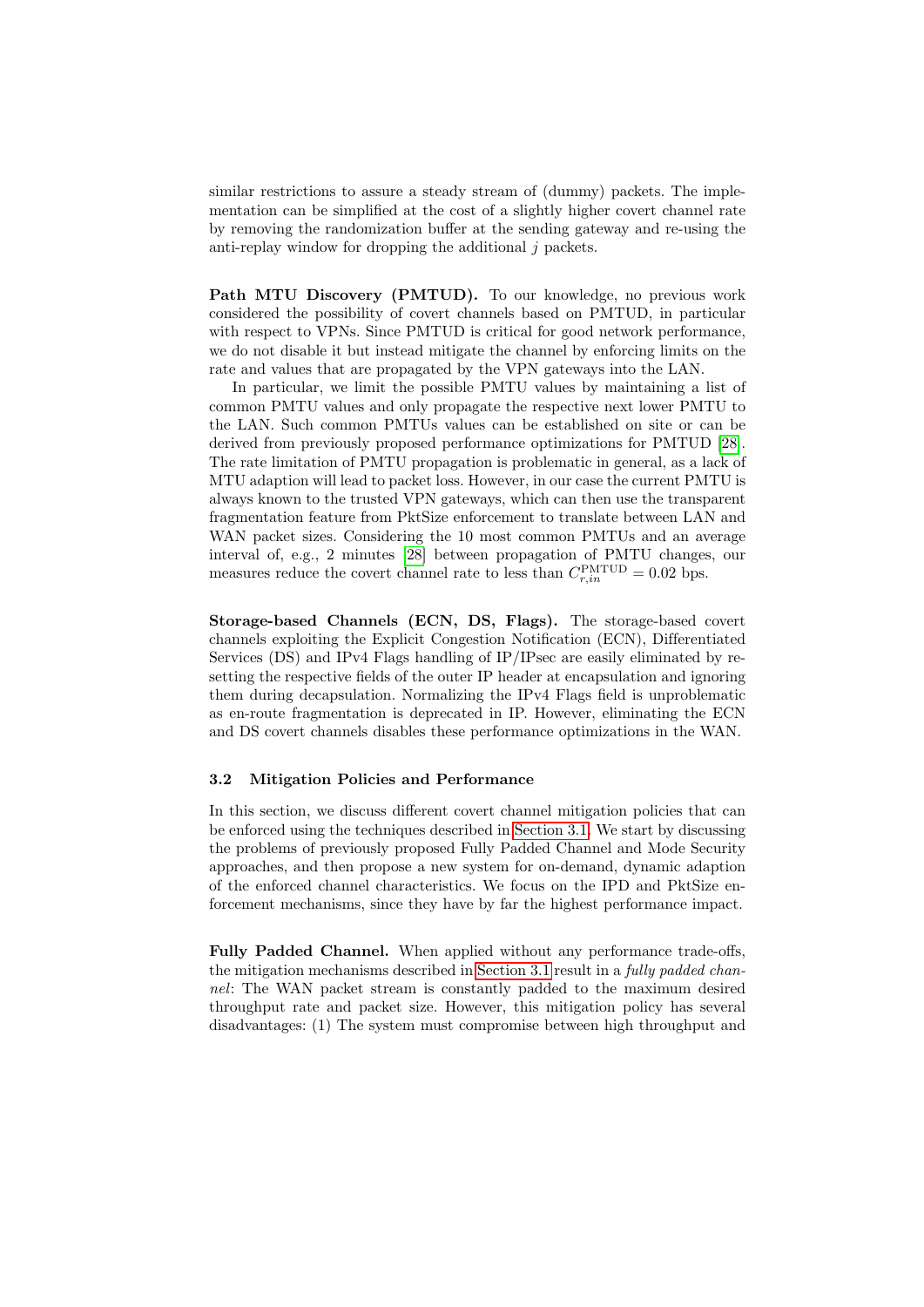similar restrictions to assure a steady stream of (dummy) packets. The implementation can be simplified at the cost of a slightly higher covert channel rate by removing the randomization buffer at the sending gateway and re-using the anti-replay window for dropping the additional $j$ packets.

**Path MTU Discovery (PMTUD).** To our knowledge, no previous work considered the possibility of covert channels based on PMTUD, in particular with respect to VPNs. Since PMTUD is critical for good network performance, we do not disable it but instead mitigate the channel by enforcing limits on the rate and values that are propagated by the VPN gateways into the LAN.

In particular, we limit the possible PMTU values by maintaining a list of common PMTU values and only propagate the respective next lower PMTU to the LAN. Such common PMTUs values can be established on site or can be derived from previously proposed performance optimizations for PMTUD [28]. The rate limitation of PMTU propagation is problematic in general, as a lack of MTU adaption will lead to packet loss. However, in our case the current PMTU is always known to the trusted VPN gateways, which can then use the transparent fragmentation feature from PktSize enforcement to translate between LAN and WAN packet sizes. Considering the 10 most common PMTUs and an average interval of, e.g., 2 minutes [28] between propagation of PMTU changes, our measures reduce the covert channel rate to less than $C_{r,in}^{\mathrm{PMTUD}} = 0.02$ bps.

**Storage-based Channels (ECN, DS, Flags).** The storage-based covert channels exploiting the Explicit Congestion Notification (ECN), Differentiated Services (DS) and IPv4 Flags handling of IP/IPsec are easily eliminated by resetting the respective fields of the outer IP header at encapsulation and ignoring them during decapsulation. Normalizing the IPv4 Flags field is unproblematic as en-route fragmentation is deprecated in IP. However, eliminating the ECN and DS covert channels disables these performance optimizations in the WAN.

### 3.2 Mitigation Policies and Performance

In this section, we discuss different covert channel mitigation policies that can be enforced using the techniques described in Section 3.1. We start by discussing the problems of previously proposed Fully Padded Channel and Mode Security approaches, and then propose a new system for on-demand, dynamic adaption of the enforced channel characteristics. We focus on the IPD and PktSize enforcement mechanisms, since they have by far the highest performance impact.

**Fully Padded Channel.** When applied without any performance trade-offs, the mitigation mechanisms described in Section 3.1 result in a *fully padded channel*: The WAN packet stream is constantly padded to the maximum desired throughput rate and packet size. However, this mitigation policy has several disadvantages: (1) The system must compromise between high throughput and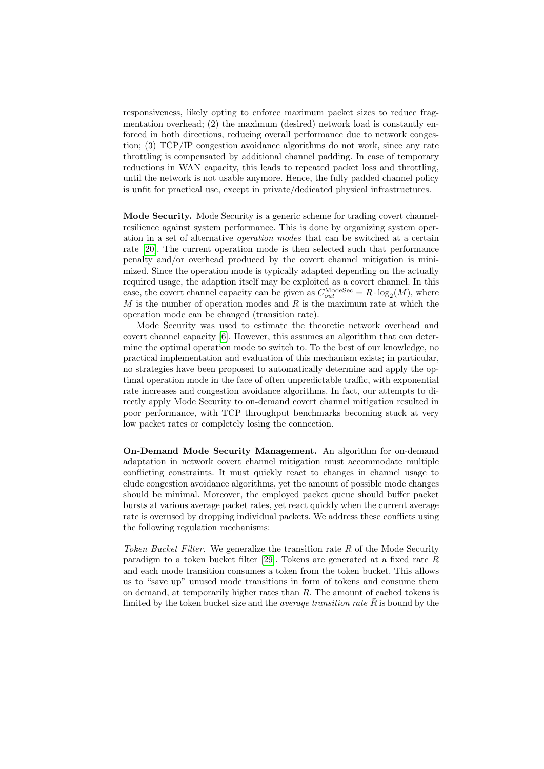responsiveness, likely opting to enforce maximum packet sizes to reduce fragmentation overhead; (2) the maximum (desired) network load is constantly enforced in both directions, reducing overall performance due to network congestion; (3) TCP/IP congestion avoidance algorithms do not work, since any rate throttling is compensated by additional channel padding. In case of temporary reductions in WAN capacity, this leads to repeated packet loss and throttling, until the network is not usable anymore. Hence, the fully padded channel policy is unfit for practical use, except in private/dedicated physical infrastructures.

**Mode Security.** Mode Security is a generic scheme for trading covert channel-resilience against system performance. This is done by organizing system operation in a set of alternative *operation modes* that can be switched at a certain rate [20]. The current operation mode is then selected such that performance penalty and/or overhead produced by the covert channel mitigation is minimized. Since the operation mode is typically adapted depending on the actually required usage, the adaption itself may be exploited as a covert channel. In this case, the covert channel capacity can be given as $C_{out}^{\text{ModeSec}} = R \cdot \log_2(M)$, where $M$ is the number of operation modes and $R$ is the maximum rate at which the operation mode can be changed (transition rate).

Mode Security was used to estimate the theoretic network overhead and covert channel capacity [6]. However, this assumes an algorithm that can determine the optimal operation mode to switch to. To the best of our knowledge, no practical implementation and evaluation of this mechanism exists; in particular, no strategies have been proposed to automatically determine and apply the optimal operation mode in the face of often unpredictable traffic, with exponential rate increases and congestion avoidance algorithms. In fact, our attempts to directly apply Mode Security to on-demand covert channel mitigation resulted in poor performance, with TCP throughput benchmarks becoming stuck at very low packet rates or completely losing the connection.

**On-Demand Mode Security Management.** An algorithm for on-demand adaptation in network covert channel mitigation must accommodate multiple conflicting constraints. It must quickly react to changes in channel usage to elude congestion avoidance algorithms, yet the amount of possible mode changes should be minimal. Moreover, the employed packet queue should buffer packet bursts at various average packet rates, yet react quickly when the current average rate is overused by dropping individual packets. We address these conflicts using the following regulation mechanisms:

*Token Bucket Filter.* We generalize the transition rate $R$ of the Mode Security paradigm to a token bucket filter [29]. Tokens are generated at a fixed rate $R$ and each mode transition consumes a token from the token bucket. This allows us to "save up" unused mode transitions in form of tokens and consume them on demand, at temporarily higher rates than $R$. The amount of cached tokens is limited by the token bucket size and the *average transition rate* $\bar{R}$ is bound by the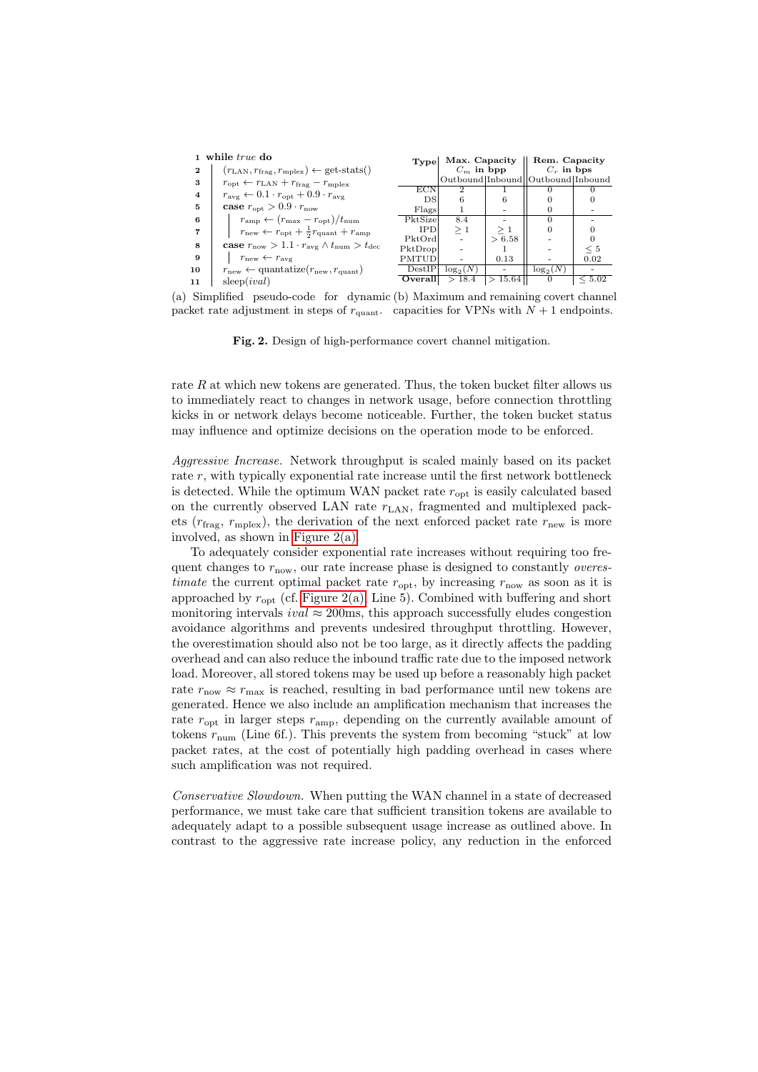```
1  while true do
2  |  (r_LAN, r_frag, r_mplex) ← get-stats()
3  |  r_opt ← r_LAN + r_frag − r_mplex
4  |  r_avg ← 0.1 · r_opt + 0.9 · r_avg
5  |  case r_opt > 0.9 · r_now
6  |  |  r_amp ← (r_max − r_opt)/t_num
7  |  |  r_new ← r_opt + (1/2) r_quant + r_amp
8  |  case r_now > 1.1 · r_avg ∧ t_num > t_dec
9  |  |  r_new ← r_avg
10 |  r_new ← quantatize(r_new, r_quant)
11 |  sleep(ival)
```

(a) Simplified pseudo-code for dynamic packet rate adjustment in steps of $r_{\text{quant}}$.

| Type | Max. Capacity $C_m$ in bpp | | Rem. Capacity $C_r$ in bps | |
|---|---|---|---|---|
| | Outbound | Inbound | Outbound | Inbound |
| ECN | 2 | 1 | 0 | 0 |
| DS | 6 | 6 | 0 | 0 |
| Flags | 1 | - | 0 | - |
| PktSize | 8.4 | - | 0 | - |
| IPD | $\geq 1$ | $\geq 1$ | 0 | 0 |
| PktOrd | - | $> 6.58$ | - | 0 |
| PktDrop | - | 1 | - | $\leq 5$ |
| PMTUD | - | 0.13 | - | 0.02 |
| DestIP | $\log_2(N)$ | - | $\log_2(N)$ | - |
| **Overall** | $> 18.4$ | $> 15.64$ | 0 | $\leq 5.02$ |

(b) Maximum and remaining covert channel capacities for VPNs with $N + 1$ endpoints.

**Fig. 2.** Design of high-performance covert channel mitigation.

rate $R$ at which new tokens are generated. Thus, the token bucket filter allows us to immediately react to changes in network usage, before connection throttling kicks in or network delays become noticeable. Further, the token bucket status may influence and optimize decisions on the operation mode to be enforced.

*Aggressive Increase.* Network throughput is scaled mainly based on its packet rate $r$, with typically exponential rate increase until the first network bottleneck is detected. While the optimum WAN packet rate $r_{\text{opt}}$ is easily calculated based on the currently observed LAN rate $r_{\text{LAN}}$, fragmented and multiplexed packets ($r_{\text{frag}}$, $r_{\text{mplex}}$), the derivation of the next enforced packet rate $r_{\text{new}}$ is more involved, as shown in Figure 2(a).

To adequately consider exponential rate increases without requiring too frequent changes to $r_{\text{now}}$, our rate increase phase is designed to constantly *overestimate* the current optimal packet rate $r_{\text{opt}}$, by increasing $r_{\text{now}}$ as soon as it is approached by $r_{\text{opt}}$ (cf. Figure 2(a), Line 5). Combined with buffering and short monitoring intervals $ival \approx 200$ms, this approach successfully eludes congestion avoidance algorithms and prevents undesired throughput throttling. However, the overestimation should also not be too large, as it directly affects the padding overhead and can also reduce the inbound traffic rate due to the imposed network load. Moreover, all stored tokens may be used up before a reasonably high packet rate $r_{\text{now}} \approx r_{\text{max}}$ is reached, resulting in bad performance until new tokens are generated. Hence we also include an amplification mechanism that increases the rate $r_{\text{opt}}$ in larger steps $r_{\text{amp}}$, depending on the currently available amount of tokens $r_{\text{num}}$ (Line 6f.). This prevents the system from becoming "stuck" at low packet rates, at the cost of potentially high padding overhead in cases where such amplification was not required.

*Conservative Slowdown.* When putting the WAN channel in a state of decreased performance, we must take care that sufficient transition tokens are available to adequately adapt to a possible subsequent usage increase as outlined above. In contrast to the aggressive rate increase policy, any reduction in the enforced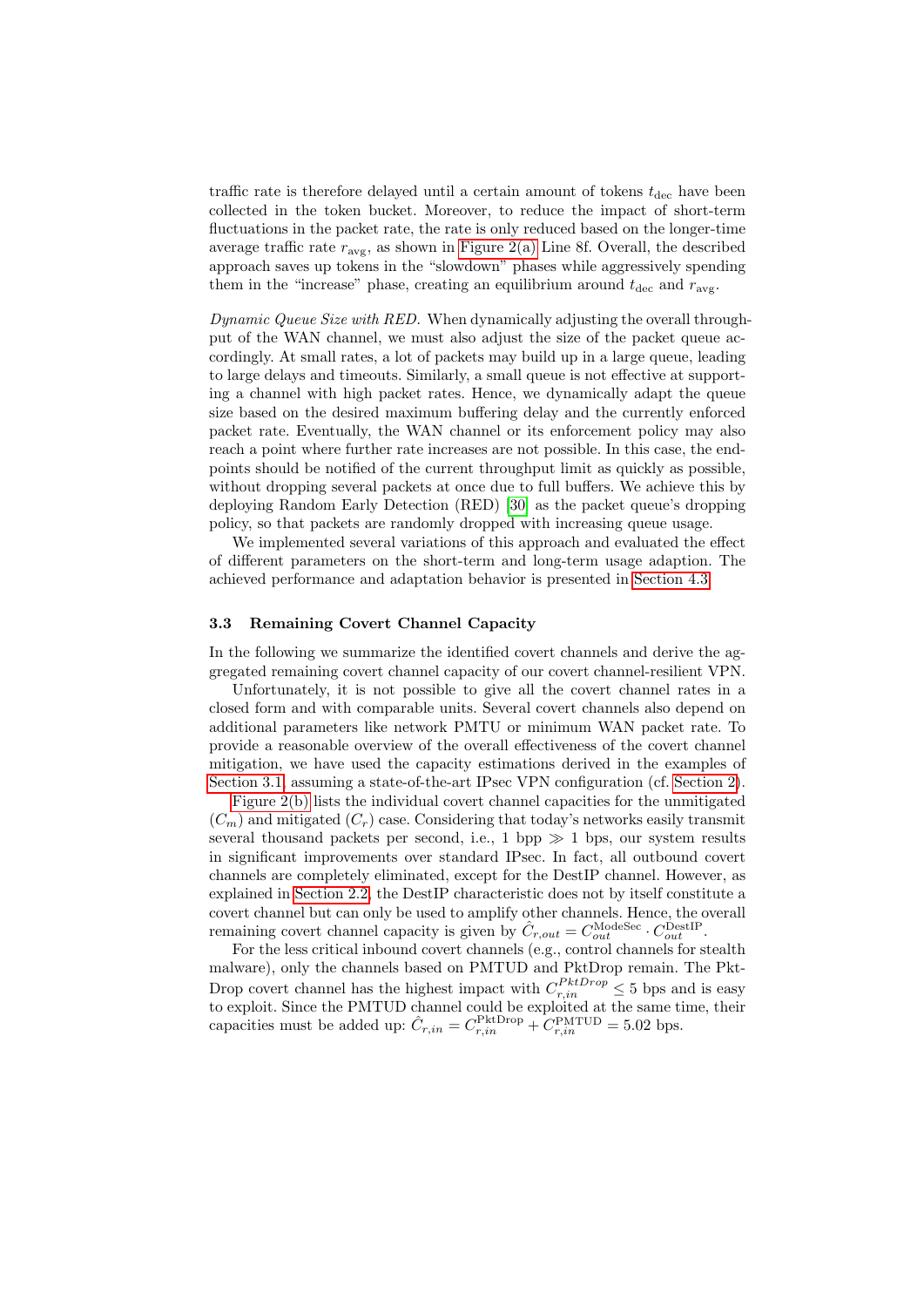traffic rate is therefore delayed until a certain amount of tokens $t_{\text{dec}}$ have been collected in the token bucket. Moreover, to reduce the impact of short-term fluctuations in the packet rate, the rate is only reduced based on the longer-time average traffic rate $r_{\text{avg}}$, as shown in Figure 2(a) Line 8f. Overall, the described approach saves up tokens in the "slowdown" phases while aggressively spending them in the "increase" phase, creating an equilibrium around $t_{\text{dec}}$ and $r_{\text{avg}}$.

*Dynamic Queue Size with RED.* When dynamically adjusting the overall throughput of the WAN channel, we must also adjust the size of the packet queue accordingly. At small rates, a lot of packets may build up in a large queue, leading to large delays and timeouts. Similarly, a small queue is not effective at supporting a channel with high packet rates. Hence, we dynamically adapt the queue size based on the desired maximum buffering delay and the currently enforced packet rate. Eventually, the WAN channel or its enforcement policy may also reach a point where further rate increases are not possible. In this case, the endpoints should be notified of the current throughput limit as quickly as possible, without dropping several packets at once due to full buffers. We achieve this by deploying Random Early Detection (RED) [30] as the packet queue's dropping policy, so that packets are randomly dropped with increasing queue usage.

We implemented several variations of this approach and evaluated the effect of different parameters on the short-term and long-term usage adaption. The achieved performance and adaptation behavior is presented in Section 4.3.

### 3.3 Remaining Covert Channel Capacity

In the following we summarize the identified covert channels and derive the aggregated remaining covert channel capacity of our covert channel-resilient VPN.

Unfortunately, it is not possible to give all the covert channel rates in a closed form and with comparable units. Several covert channels also depend on additional parameters like network PMTU or minimum WAN packet rate. To provide a reasonable overview of the overall effectiveness of the covert channel mitigation, we have used the capacity estimations derived in the examples of Section 3.1, assuming a state-of-the-art IPsec VPN configuration (cf. Section 2).

Figure 2(b) lists the individual covert channel capacities for the unmitigated ($C_m$) and mitigated ($C_r$) case. Considering that today's networks easily transmit several thousand packets per second, i.e., 1 bpp $\gg$ 1 bps, our system results in significant improvements over standard IPsec. In fact, all outbound covert channels are completely eliminated, except for the DestIP channel. However, as explained in Section 2.2, the DestIP characteristic does not by itself constitute a covert channel but can only be used to amplify other channels. Hence, the overall remaining covert channel capacity is given by $\hat{C}_{r,out} = C_{out}^{\text{ModeSec}} \cdot C_{out}^{\text{DestIP}}$.

For the less critical inbound covert channels (e.g., control channels for stealth malware), only the channels based on PMTUD and PktDrop remain. The PktDrop covert channel has the highest impact with $C_{r,in}^{PktDrop} \leq 5$ bps and is easy to exploit. Since the PMTUD channel could be exploited at the same time, their capacities must be added up: $\hat{C}_{r,in} = C_{r,in}^{\text{PktDrop}} + C_{r,in}^{\text{PMTUD}} = 5.02$ bps.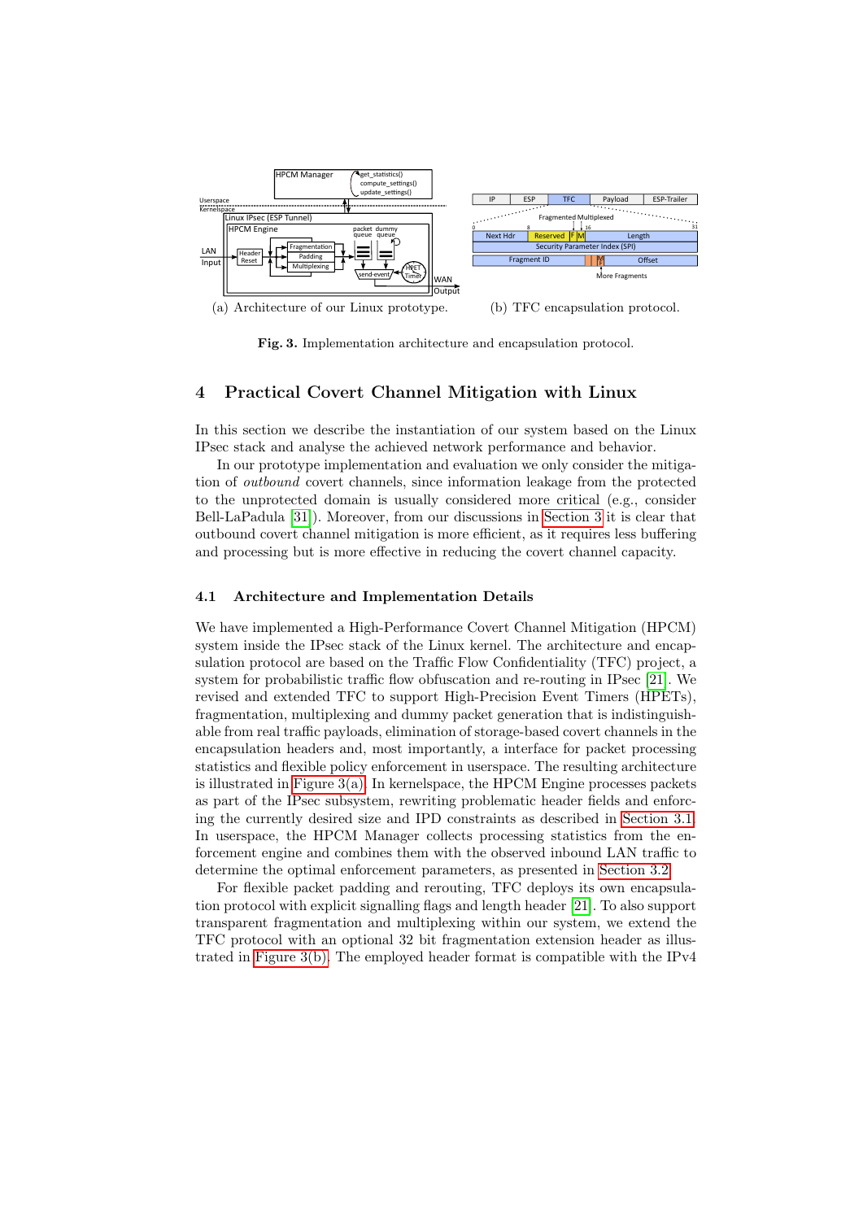(a) Architecture of our Linux prototype. (b) TFC encapsulation protocol.

**Fig. 3.** Implementation architecture and encapsulation protocol.

## 4 Practical Covert Channel Mitigation with Linux

In this section we describe the instantiation of our system based on the Linux IPsec stack and analyse the achieved network performance and behavior.

In our prototype implementation and evaluation we only consider the mitigation of *outbound* covert channels, since information leakage from the protected to the unprotected domain is usually considered more critical (e.g., consider Bell-LaPadula [31]). Moreover, from our discussions in Section 3 it is clear that outbound covert channel mitigation is more efficient, as it requires less buffering and processing but is more effective in reducing the covert channel capacity.

### 4.1 Architecture and Implementation Details

We have implemented a High-Performance Covert Channel Mitigation (HPCM) system inside the IPsec stack of the Linux kernel. The architecture and encapsulation protocol are based on the Traffic Flow Confidentiality (TFC) project, a system for probabilistic traffic flow obfuscation and re-routing in IPsec [21]. We revised and extended TFC to support High-Precision Event Timers (HPETs), fragmentation, multiplexing and dummy packet generation that is indistinguishable from real traffic payloads, elimination of storage-based covert channels in the encapsulation headers and, most importantly, a interface for packet processing statistics and flexible policy enforcement in userspace. The resulting architecture is illustrated in Figure 3(a). In kernelspace, the HPCM Engine processes packets as part of the IPsec subsystem, rewriting problematic header fields and enforcing the currently desired size and IPD constraints as described in Section 3.1. In userspace, the HPCM Manager collects processing statistics from the enforcement engine and combines them with the observed inbound LAN traffic to determine the optimal enforcement parameters, as presented in Section 3.2.

For flexible packet padding and rerouting, TFC deploys its own encapsulation protocol with explicit signalling flags and length header [21]. To also support transparent fragmentation and multiplexing within our system, we extend the TFC protocol with an optional 32 bit fragmentation extension header as illustrated in Figure 3(b). The employed header format is compatible with the IPv4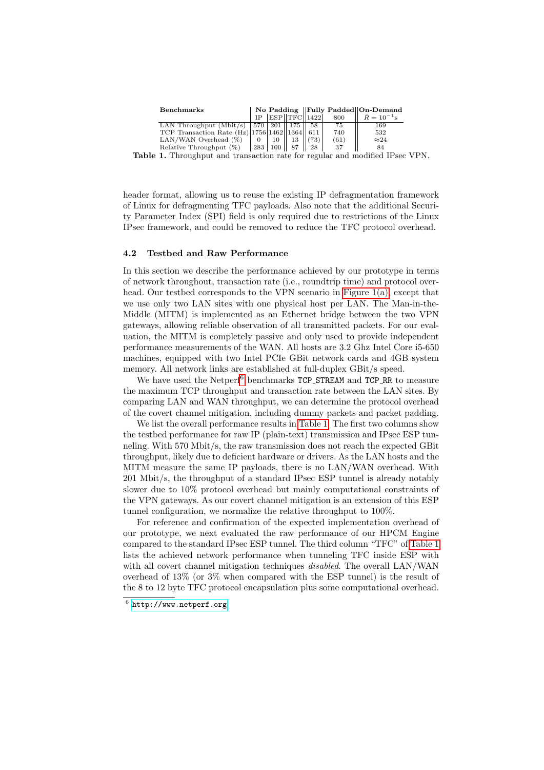| Benchmarks | No Padding | | | Fully Padded | | On-Demand |
|---|---|---|---|---|---|---|
| | IP | ESP | TFC | 1422 | 800 | $\bar{R} = 10^{-1}$s |
| LAN Throughput (Mbit/s) | 570 | 201 | 175 | 58 | 75 | 169 |
| TCP Transaction Rate (Hz) | 1756 | 1462 | 1364 | 611 | 740 | 532 |
| LAN/WAN Overhead (%) | 0 | 10 | 13 | (73) | (61) | ≈24 |
| Relative Throughput (%) | 283 | 100 | 87 | 28 | 37 | 84 |

**Table 1.** Throughput and transaction rate for regular and modified IPsec VPN.

header format, allowing us to reuse the existing IP defragmentation framework of Linux for defragmenting TFC payloads. Also note that the additional Security Parameter Index (SPI) field is only required due to restrictions of the Linux IPsec framework, and could be removed to reduce the TFC protocol overhead.

### 4.2 Testbed and Raw Performance

In this section we describe the performance achieved by our prototype in terms of network throughout, transaction rate (i.e., roundtrip time) and protocol overhead. Our testbed corresponds to the VPN scenario in Figure 1(a), except that we use only two LAN sites with one physical host per LAN. The Man-in-the-Middle (MITM) is implemented as an Ethernet bridge between the two VPN gateways, allowing reliable observation of all transmitted packets. For our evaluation, the MITM is completely passive and only used to provide independent performance measurements of the WAN. All hosts are 3.2 Ghz Intel Core i5-650 machines, equipped with two Intel PCIe GBit network cards and 4GB system memory. All network links are established at full-duplex GBit/s speed.

We have used the Netperf[6] benchmarks `TCP_STREAM` and `TCP_RR` to measure the maximum TCP throughput and transaction rate between the LAN sites. By comparing LAN and WAN throughput, we can determine the protocol overhead of the covert channel mitigation, including dummy packets and packet padding.

We list the overall performance results in Table 1. The first two columns show the testbed performance for raw IP (plain-text) transmission and IPsec ESP tunneling. With 570 Mbit/s, the raw transmission does not reach the expected GBit throughput, likely due to deficient hardware or drivers. As the LAN hosts and the MITM measure the same IP payloads, there is no LAN/WAN overhead. With 201 Mbit/s, the throughput of a standard IPsec ESP tunnel is already notably slower due to 10% protocol overhead but mainly computational constraints of the VPN gateways. As our covert channel mitigation is an extension of this ESP tunnel configuration, we normalize the relative throughput to 100%.

For reference and confirmation of the expected implementation overhead of our prototype, we next evaluated the raw performance of our HPCM Engine compared to the standard IPsec ESP tunnel. The third column "TFC" of Table 1 lists the achieved network performance when tunneling TFC inside ESP with with all covert channel mitigation techniques *disabled*. The overall LAN/WAN overhead of 13% (or 3% when compared with the ESP tunnel) is the result of the 8 to 12 byte TFC protocol encapsulation plus some computational overhead.

[6] http://www.netperf.org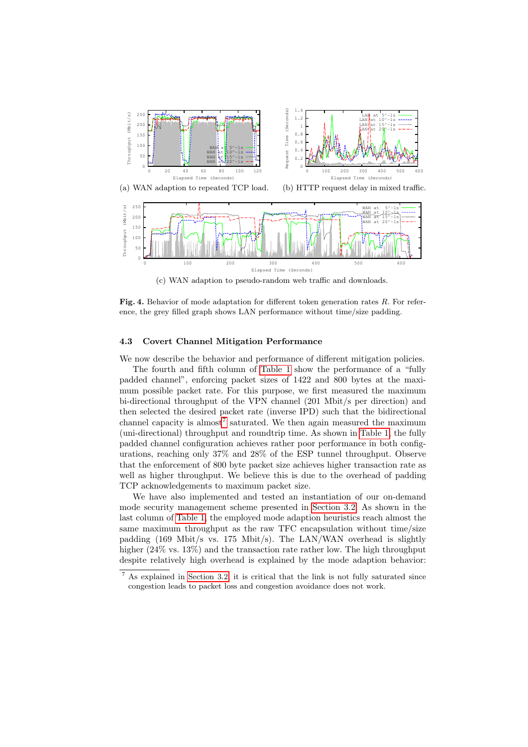(a) WAN adaption to repeated TCP load.

(b) HTTP request delay in mixed traffic.

(c) WAN adaption to pseudo-random web traffic and downloads.

**Fig. 4.** Behavior of mode adaptation for different token generation rates $R$. For reference, the grey filled graph shows LAN performance without time/size padding.

### 4.3 Covert Channel Mitigation Performance

We now describe the behavior and performance of different mitigation policies.

The fourth and fifth column of Table 1 show the performance of a "fully padded channel", enforcing packet sizes of 1422 and 800 bytes at the maximum possible packet rate. For this purpose, we first measured the maximum bi-directional throughput of the VPN channel (201 Mbit/s per direction) and then selected the desired packet rate (inverse IPD) such that the bidirectional channel capacity is almost[7] saturated. We then again measured the maximum (uni-directional) throughput and roundtrip time. As shown in Table 1, the fully padded channel configuration achieves rather poor performance in both configurations, reaching only 37% and 28% of the ESP tunnel throughput. Observe that the enforcement of 800 byte packet size achieves higher transaction rate as well as higher throughput. We believe this is due to the overhead of padding TCP acknowledgements to maximum packet size.

We have also implemented and tested an instantiation of our on-demand mode security management scheme presented in Section 3.2. As shown in the last column of Table 1, the employed mode adaption heuristics reach almost the same maximum throughput as the raw TFC encapsulation without time/size padding (169 Mbit/s vs. 175 Mbit/s). The LAN/WAN overhead is slightly higher (24% vs. 13%) and the transaction rate rather low. The high throughput despite relatively high overhead is explained by the mode adaption behavior:

[7] As explained in Section 3.2, it is critical that the link is not fully saturated since congestion leads to packet loss and congestion avoidance does not work.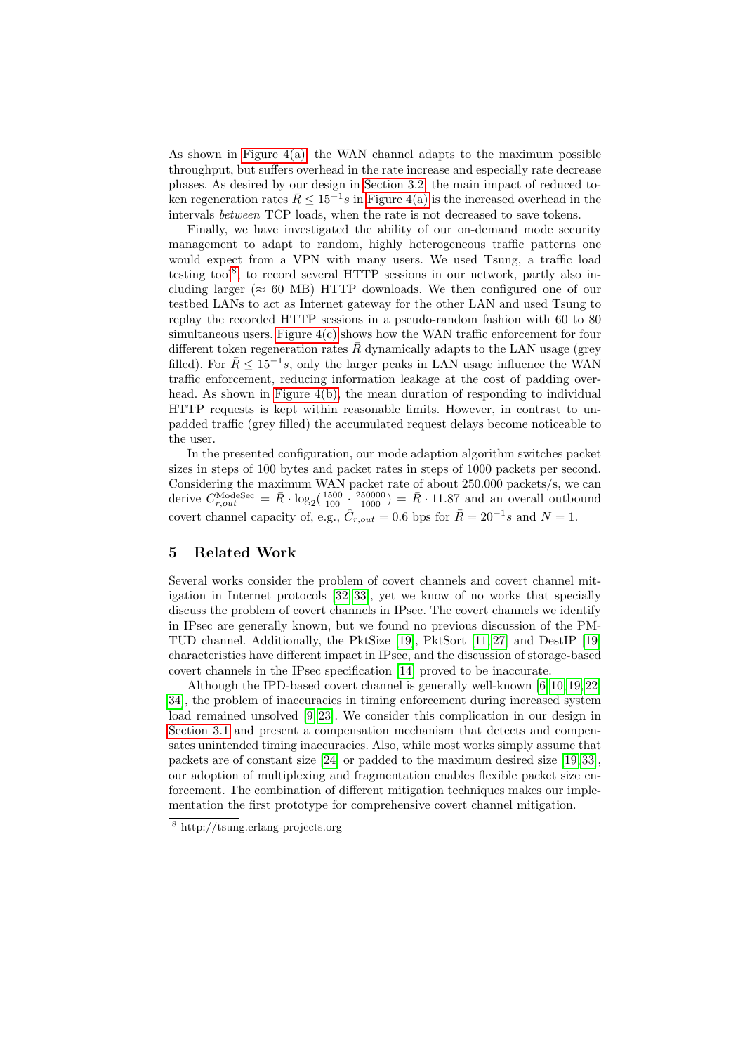As shown in Figure 4(a), the WAN channel adapts to the maximum possible throughput, but suffers overhead in the rate increase and especially rate decrease phases. As desired by our design in Section 3.2, the main impact of reduced token regeneration rates $\bar{R} \leq 15^{-1}s$ in Figure 4(a) is the increased overhead in the intervals *between* TCP loads, when the rate is not decreased to save tokens.

Finally, we have investigated the ability of our on-demand mode security management to adapt to random, highly heterogeneous traffic patterns one would expect from a VPN with many users. We used Tsung, a traffic load testing tool[8], to record several HTTP sessions in our network, partly also including larger (≈ 60 MB) HTTP downloads. We then configured one of our testbed LANs to act as Internet gateway for the other LAN and used Tsung to replay the recorded HTTP sessions in a pseudo-random fashion with 60 to 80 simultaneous users. Figure 4(c) shows how the WAN traffic enforcement for four different token regeneration rates $\bar{R}$ dynamically adapts to the LAN usage (grey filled). For $\bar{R} \leq 15^{-1}s$, only the larger peaks in LAN usage influence the WAN traffic enforcement, reducing information leakage at the cost of padding overhead. As shown in Figure 4(b), the mean duration of responding to individual HTTP requests is kept within reasonable limits. However, in contrast to unpadded traffic (grey filled) the accumulated request delays become noticeable to the user.

In the presented configuration, our mode adaption algorithm switches packet sizes in steps of 100 bytes and packet rates in steps of 1000 packets per second. Considering the maximum WAN packet rate of about 250.000 packets/s, we can derive $C^{\text{ModeSec}}_{r,out} = \bar{R} \cdot \log_2(\frac{1500}{100} \cdot \frac{250000}{1000}) = \bar{R} \cdot 11.87$ and an overall outbound covert channel capacity of, e.g., $\hat{C}_{r,out} = 0.6$ bps for $\bar{R} = 20^{-1}s$ and $N = 1$.

## 5 Related Work

Several works consider the problem of covert channels and covert channel mitigation in Internet protocols [32, 33], yet we know of no works that specially discuss the problem of covert channels in IPsec. The covert channels we identify in IPsec are generally known, but we found no previous discussion of the PMTUD channel. Additionally, the PktSize [19], PktSort [11, 27] and DestIP [19] characteristics have different impact in IPsec, and the discussion of storage-based covert channels in the IPsec specification [14] proved to be inaccurate.

Although the IPD-based covert channel is generally well-known [6, 10, 19, 22, 34], the problem of inaccuracies in timing enforcement during increased system load remained unsolved [9, 23]. We consider this complication in our design in Section 3.1 and present a compensation mechanism that detects and compensates unintended timing inaccuracies. Also, while most works simply assume that packets are of constant size [24] or padded to the maximum desired size [19, 33], our adoption of multiplexing and fragmentation enables flexible packet size enforcement. The combination of different mitigation techniques makes our implementation the first prototype for comprehensive covert channel mitigation.

[8] http://tsung.erlang-projects.org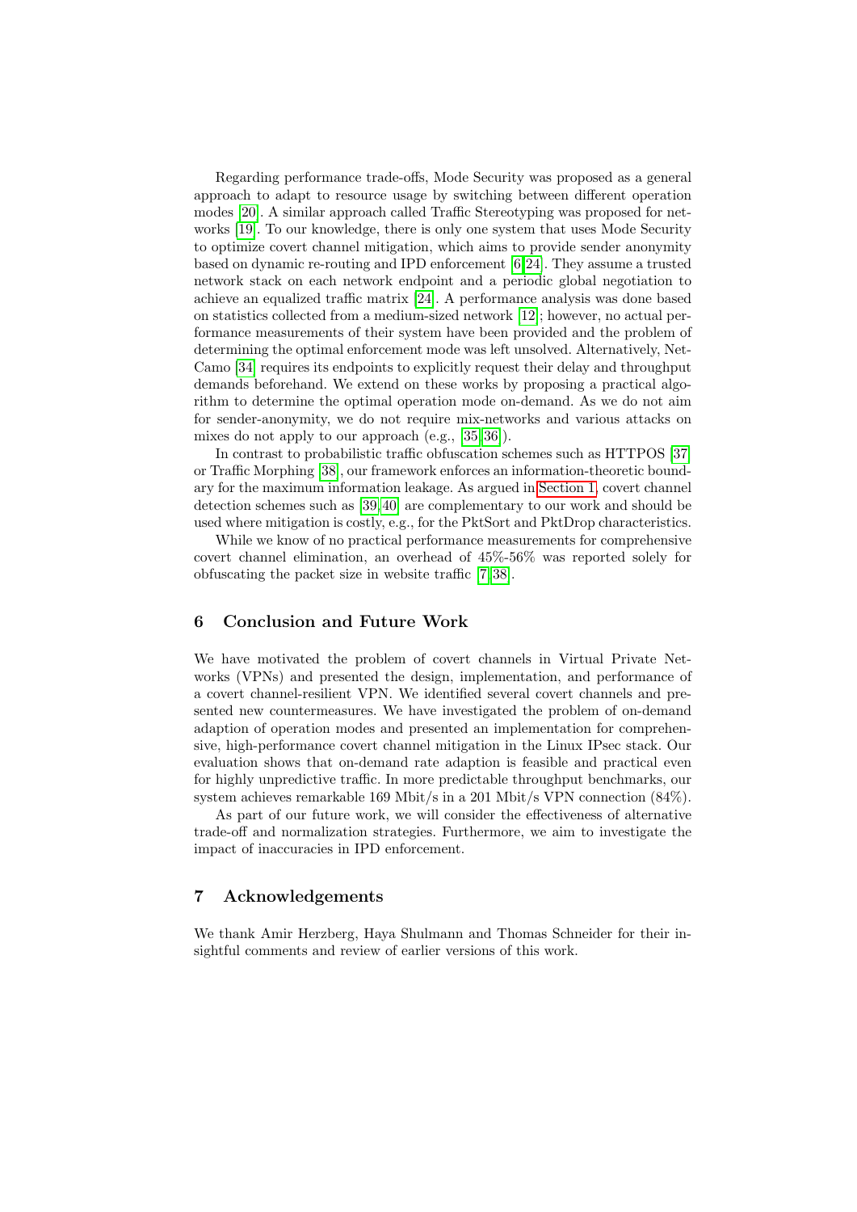Regarding performance trade-offs, Mode Security was proposed as a general approach to adapt to resource usage by switching between different operation modes [20]. A similar approach called Traffic Stereotyping was proposed for networks [19]. To our knowledge, there is only one system that uses Mode Security to optimize covert channel mitigation, which aims to provide sender anonymity based on dynamic re-routing and IPD enforcement [6,24]. They assume a trusted network stack on each network endpoint and a periodic global negotiation to achieve an equalized traffic matrix [24]. A performance analysis was done based on statistics collected from a medium-sized network [12]; however, no actual performance measurements of their system have been provided and the problem of determining the optimal enforcement mode was left unsolved. Alternatively, NetCamo [34] requires its endpoints to explicitly request their delay and throughput demands beforehand. We extend on these works by proposing a practical algorithm to determine the optimal operation mode on-demand. As we do not aim for sender-anonymity, we do not require mix-networks and various attacks on mixes do not apply to our approach (e.g., [35,36]).

In contrast to probabilistic traffic obfuscation schemes such as HTTPOS [37] or Traffic Morphing [38], our framework enforces an information-theoretic boundary for the maximum information leakage. As argued in Section 1, covert channel detection schemes such as [39,40] are complementary to our work and should be used where mitigation is costly, e.g., for the PktSort and PktDrop characteristics.

While we know of no practical performance measurements for comprehensive covert channel elimination, an overhead of 45%-56% was reported solely for obfuscating the packet size in website traffic [7,38].

## 6 Conclusion and Future Work

We have motivated the problem of covert channels in Virtual Private Networks (VPNs) and presented the design, implementation, and performance of a covert channel-resilient VPN. We identified several covert channels and presented new countermeasures. We have investigated the problem of on-demand adaption of operation modes and presented an implementation for comprehensive, high-performance covert channel mitigation in the Linux IPsec stack. Our evaluation shows that on-demand rate adaption is feasible and practical even for highly unpredictive traffic. In more predictable throughput benchmarks, our system achieves remarkable 169 Mbit/s in a 201 Mbit/s VPN connection (84%).

As part of our future work, we will consider the effectiveness of alternative trade-off and normalization strategies. Furthermore, we aim to investigate the impact of inaccuracies in IPD enforcement.

## 7 Acknowledgements

We thank Amir Herzberg, Haya Shulmann and Thomas Schneider for their insightful comments and review of earlier versions of this work.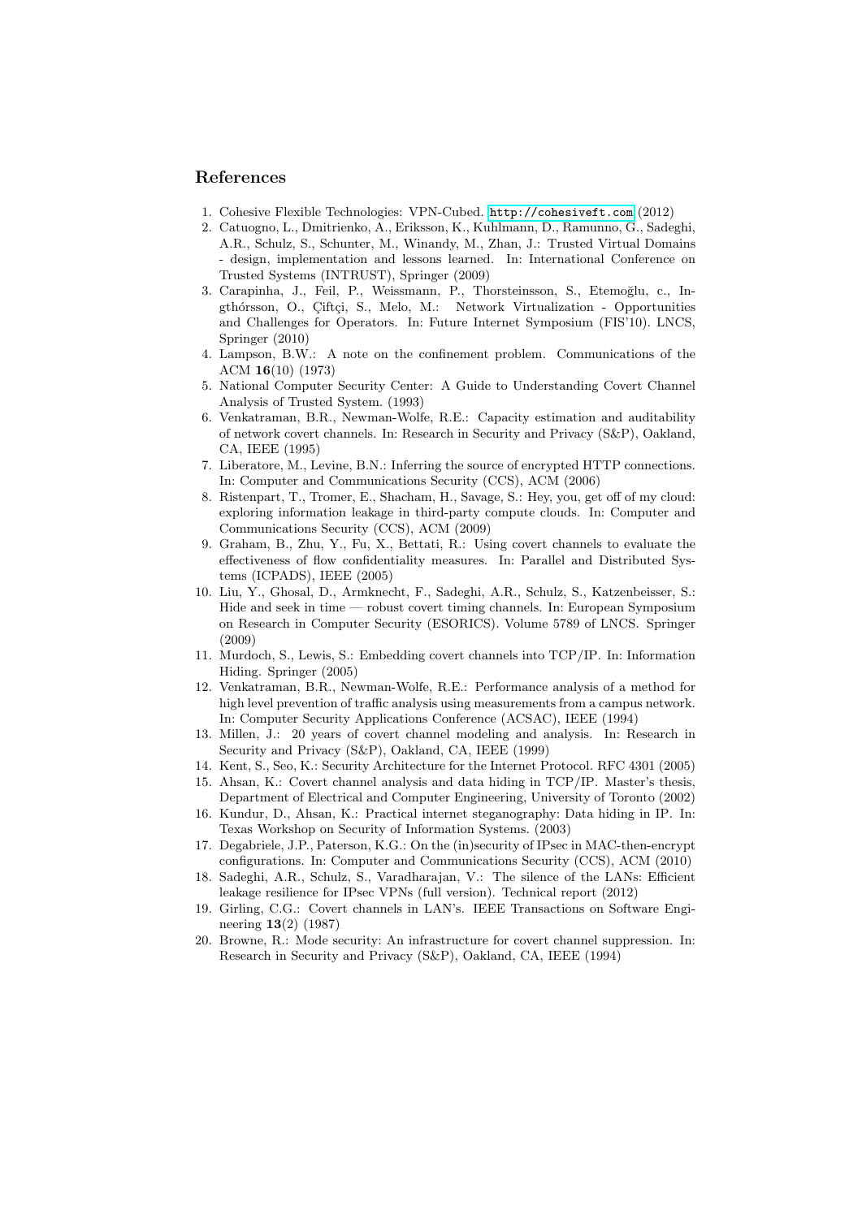## References

1. Cohesive Flexible Technologies: VPN-Cubed. http://cohesiveft.com (2012)
2. Catuogno, L., Dmitrienko, A., Eriksson, K., Kuhlmann, D., Ramunno, G., Sadeghi, A.R., Schulz, S., Schunter, M., Winandy, M., Zhan, J.: Trusted Virtual Domains - design, implementation and lessons learned. In: International Conference on Trusted Systems (INTRUST), Springer (2009)
3. Carapinha, J., Feil, P., Weissmann, P., Thorsteinsson, S., Etemoğlu, c., Ingthórsson, O., Çiftçi, S., Melo, M.: Network Virtualization - Opportunities and Challenges for Operators. In: Future Internet Symposium (FIS'10). LNCS, Springer (2010)
4. Lampson, B.W.: A note on the confinement problem. Communications of the ACM **16**(10) (1973)
5. National Computer Security Center: A Guide to Understanding Covert Channel Analysis of Trusted System. (1993)
6. Venkatraman, B.R., Newman-Wolfe, R.E.: Capacity estimation and auditability of network covert channels. In: Research in Security and Privacy (S&P), Oakland, CA, IEEE (1995)
7. Liberatore, M., Levine, B.N.: Inferring the source of encrypted HTTP connections. In: Computer and Communications Security (CCS), ACM (2006)
8. Ristenpart, T., Tromer, E., Shacham, H., Savage, S.: Hey, you, get off of my cloud: exploring information leakage in third-party compute clouds. In: Computer and Communications Security (CCS), ACM (2009)
9. Graham, B., Zhu, Y., Fu, X., Bettati, R.: Using covert channels to evaluate the effectiveness of flow confidentiality measures. In: Parallel and Distributed Systems (ICPADS), IEEE (2005)
10. Liu, Y., Ghosal, D., Armknecht, F., Sadeghi, A.R., Schulz, S., Katzenbeisser, S.: Hide and seek in time — robust covert timing channels. In: European Symposium on Research in Computer Security (ESORICS). Volume 5789 of LNCS. Springer (2009)
11. Murdoch, S., Lewis, S.: Embedding covert channels into TCP/IP. In: Information Hiding. Springer (2005)
12. Venkatraman, B.R., Newman-Wolfe, R.E.: Performance analysis of a method for high level prevention of traffic analysis using measurements from a campus network. In: Computer Security Applications Conference (ACSAC), IEEE (1994)
13. Millen, J.: 20 years of covert channel modeling and analysis. In: Research in Security and Privacy (S&P), Oakland, CA, IEEE (1999)
14. Kent, S., Seo, K.: Security Architecture for the Internet Protocol. RFC 4301 (2005)
15. Ahsan, K.: Covert channel analysis and data hiding in TCP/IP. Master's thesis, Department of Electrical and Computer Engineering, University of Toronto (2002)
16. Kundur, D., Ahsan, K.: Practical internet steganography: Data hiding in IP. In: Texas Workshop on Security of Information Systems. (2003)
17. Degabriele, J.P., Paterson, K.G.: On the (in)security of IPsec in MAC-then-encrypt configurations. In: Computer and Communications Security (CCS), ACM (2010)
18. Sadeghi, A.R., Schulz, S., Varadharajan, V.: The silence of the LANs: Efficient leakage resilience for IPsec VPNs (full version). Technical report (2012)
19. Girling, C.G.: Covert channels in LAN's. IEEE Transactions on Software Engineering **13**(2) (1987)
20. Browne, R.: Mode security: An infrastructure for covert channel suppression. In: Research in Security and Privacy (S&P), Oakland, CA, IEEE (1994)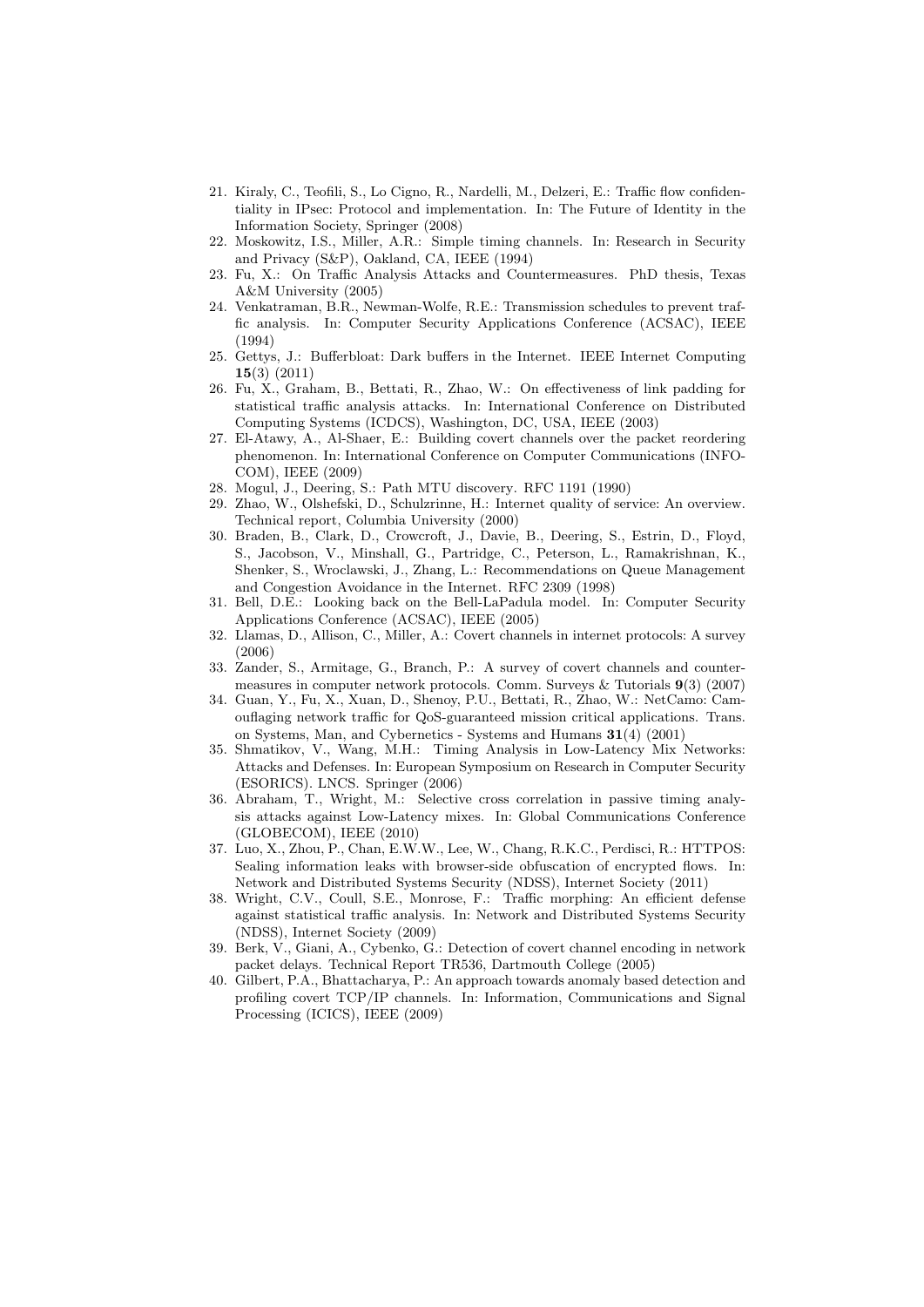21. Kiraly, C., Teofili, S., Lo Cigno, R., Nardelli, M., Delzeri, E.: Traffic flow confidentiality in IPsec: Protocol and implementation. In: The Future of Identity in the Information Society, Springer (2008)
22. Moskowitz, I.S., Miller, A.R.: Simple timing channels. In: Research in Security and Privacy (S&P), Oakland, CA, IEEE (1994)
23. Fu, X.: On Traffic Analysis Attacks and Countermeasures. PhD thesis, Texas A&M University (2005)
24. Venkatraman, B.R., Newman-Wolfe, R.E.: Transmission schedules to prevent traffic analysis. In: Computer Security Applications Conference (ACSAC), IEEE (1994)
25. Gettys, J.: Bufferbloat: Dark buffers in the Internet. IEEE Internet Computing **15**(3) (2011)
26. Fu, X., Graham, B., Bettati, R., Zhao, W.: On effectiveness of link padding for statistical traffic analysis attacks. In: International Conference on Distributed Computing Systems (ICDCS), Washington, DC, USA, IEEE (2003)
27. El-Atawy, A., Al-Shaer, E.: Building covert channels over the packet reordering phenomenon. In: International Conference on Computer Communications (INFOCOM), IEEE (2009)
28. Mogul, J., Deering, S.: Path MTU discovery. RFC 1191 (1990)
29. Zhao, W., Olshefski, D., Schulzrinne, H.: Internet quality of service: An overview. Technical report, Columbia University (2000)
30. Braden, B., Clark, D., Crowcroft, J., Davie, B., Deering, S., Estrin, D., Floyd, S., Jacobson, V., Minshall, G., Partridge, C., Peterson, L., Ramakrishnan, K., Shenker, S., Wroclawski, J., Zhang, L.: Recommendations on Queue Management and Congestion Avoidance in the Internet. RFC 2309 (1998)
31. Bell, D.E.: Looking back on the Bell-LaPadula model. In: Computer Security Applications Conference (ACSAC), IEEE (2005)
32. Llamas, D., Allison, C., Miller, A.: Covert channels in internet protocols: A survey (2006)
33. Zander, S., Armitage, G., Branch, P.: A survey of covert channels and countermeasures in computer network protocols. Comm. Surveys & Tutorials **9**(3) (2007)
34. Guan, Y., Fu, X., Xuan, D., Shenoy, P.U., Bettati, R., Zhao, W.: NetCamo: Camouflaging network traffic for QoS-guaranteed mission critical applications. Trans. on Systems, Man, and Cybernetics - Systems and Humans **31**(4) (2001)
35. Shmatikov, V., Wang, M.H.: Timing Analysis in Low-Latency Mix Networks: Attacks and Defenses. In: European Symposium on Research in Computer Security (ESORICS). LNCS. Springer (2006)
36. Abraham, T., Wright, M.: Selective cross correlation in passive timing analysis attacks against Low-Latency mixes. In: Global Communications Conference (GLOBECOM), IEEE (2010)
37. Luo, X., Zhou, P., Chan, E.W.W., Lee, W., Chang, R.K.C., Perdisci, R.: HTTPOS: Sealing information leaks with browser-side obfuscation of encrypted flows. In: Network and Distributed Systems Security (NDSS), Internet Society (2011)
38. Wright, C.V., Coull, S.E., Monrose, F.: Traffic morphing: An efficient defense against statistical traffic analysis. In: Network and Distributed Systems Security (NDSS), Internet Society (2009)
39. Berk, V., Giani, A., Cybenko, G.: Detection of covert channel encoding in network packet delays. Technical Report TR536, Dartmouth College (2005)
40. Gilbert, P.A., Bhattacharya, P.: An approach towards anomaly based detection and profiling covert TCP/IP channels. In: Information, Communications and Signal Processing (ICICS), IEEE (2009)